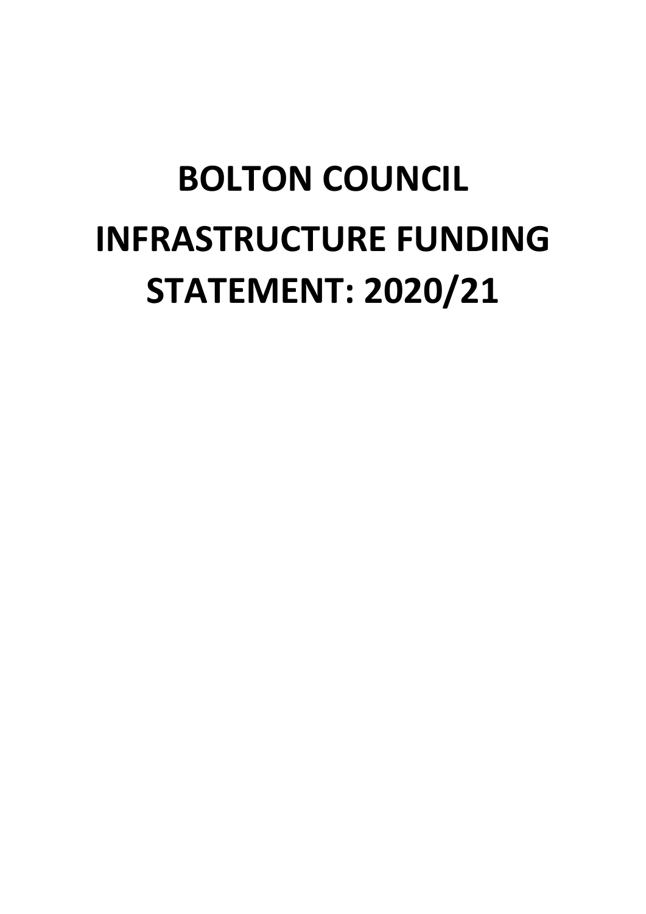# BOLTON COUNCIL

# INFRASTRUCTURE FUNDING STATEMENT: 2020/21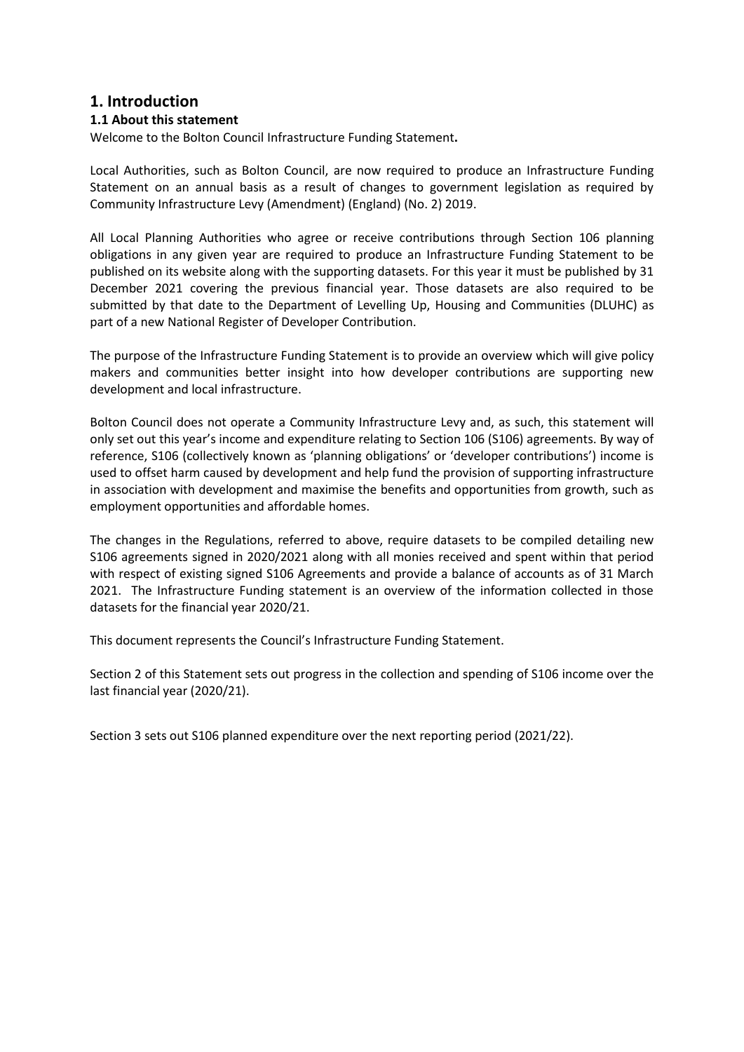# 1. Introduction

## 1.1 About this statement

Welcome to the Bolton Council Infrastructure Funding Statement**.**

Local Authorities, such as Bolton Council, are now required to produce an Infrastructure Funding Statement on an annual basis as a result of changes to government legislation as required by Community Infrastructure Levy (Amendment) (England) (No. 2) 2019.

All Local Planning Authorities who agree or receive contributions through Section 106 planning obligations in any given year are required to produce an Infrastructure Funding Statement to be published on its website along with the supporting datasets. For this year it must be published by 31 December 2021 covering the previous financial year. Those datasets are also required to be submitted by that date to the Department of Levelling Up, Housing and Communities (DLUHC) as part of a new National Register of Developer Contribution.

The purpose of the Infrastructure Funding Statement is to provide an overview which will give policy makers and communities better insight into how developer contributions are supporting new development and local infrastructure.

Bolton Council does not operate a Community Infrastructure Levy and, as such, this statement will only set out this year's income and expenditure relating to Section 106 (S106) agreements. By way of reference, S106 (collectively known as 'planning obligations' or 'developer contributions') income is used to offset harm caused by development and help fund the provision of supporting infrastructure in association with development and maximise the benefits and opportunities from growth, such as employment opportunities and affordable homes.

The changes in the Regulations, referred to above, require datasets to be compiled detailing new S106 agreements signed in 2020/2021 along with all monies received and spent within that period with respect of existing signed S106 Agreements and provide a balance of accounts as of 31 March 2021. The Infrastructure Funding statement is an overview of the information collected in those datasets for the financial year 2020/21.

This document represents the Council's Infrastructure Funding Statement.

Section 2 of this Statement sets out progress in the collection and spending of S106 income over the last financial year (2020/21).

Section 3 sets out S106 planned expenditure over the next reporting period (2021/22).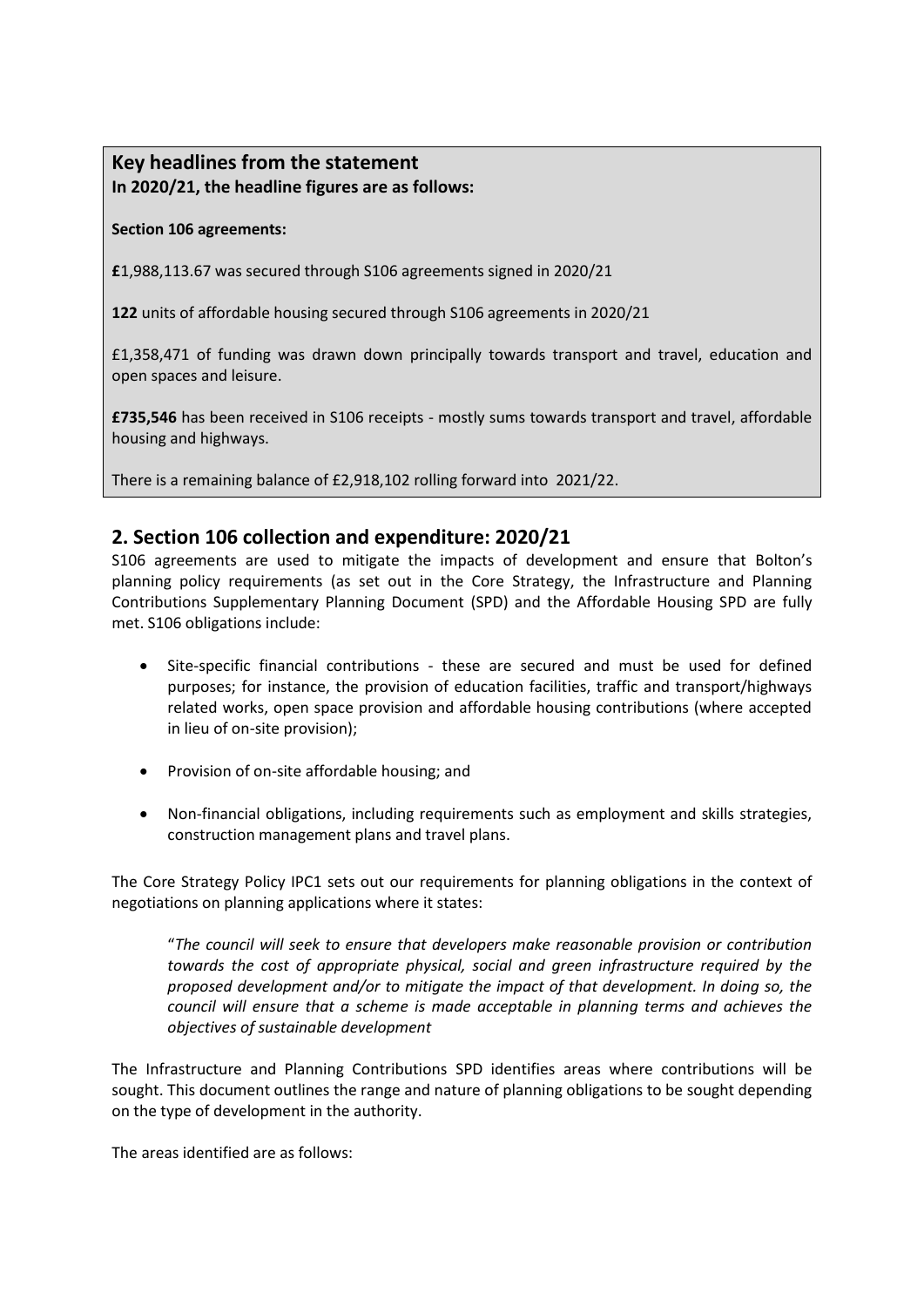## Key headlines from the statement

**In 2020/21, the headline figures are as follows:**

**Section 106 agreements:**

**£**1,988,113.67 was secured through S106 agreements signed in 2020/21

**122** units of affordable housing secured through S106 agreements in 2020/21

£1,358,471 of funding was drawn down principally towards transport and travel, education and open spaces and leisure.

**£735,546** has been received in S106 receipts - mostly sums towards transport and travel, affordable housing and highways.

There is a remaining balance of £2,918,102 rolling forward into 2021/22.

## 2. Section 106 collection and expenditure: 2020/21

S106 agreements are used to mitigate the impacts of development and ensure that Bolton's planning policy requirements (as set out in the Core Strategy, the Infrastructure and Planning Contributions Supplementary Planning Document (SPD) and the Affordable Housing SPD are fully met. S106 obligations include:

- Site-specific financial contributions - these are secured and must be used for defined purposes; for instance, the provision of education facilities, traffic and transport/highways related works, open space provision and affordable housing contributions (where accepted in lieu of on-site provision);
- Provision of on-site affordable housing; and
- Non-financial obligations, including requirements such as employment and skills strategies, construction management plans and travel plans.

The Core Strategy Policy IPC1 sets out our requirements for planning obligations in the context of negotiations on planning applications where it states:

> "*The council will seek to ensure that developers make reasonable provision or contribution towards the cost of appropriate physical, social and green infrastructure required by the proposed development and/or to mitigate the impact of that development. In doing so, the council will ensure that a scheme is made acceptable in planning terms and achieves the objectives of sustainable development*

The Infrastructure and Planning Contributions SPD identifies areas where contributions will be sought. This document outlines the range and nature of planning obligations to be sought depending on the type of development in the authority.

The areas identified are as follows: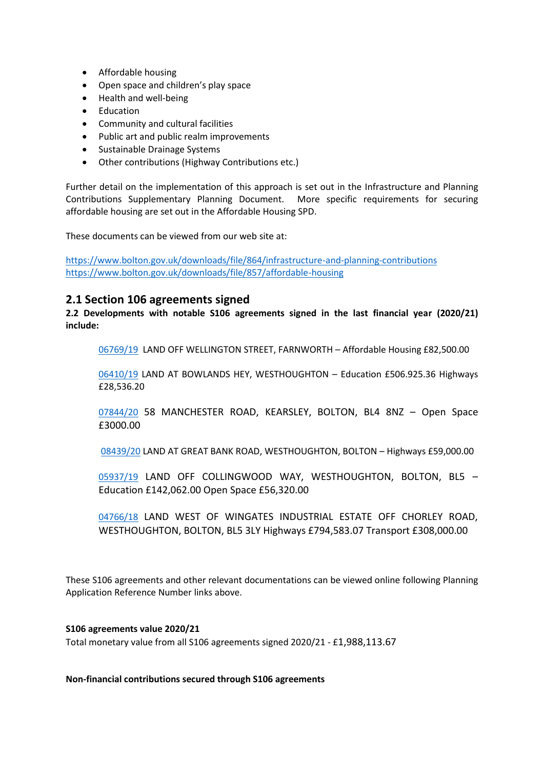- Affordable housing
- Open space and children's play space
- Health and well-being
- Education
- Community and cultural facilities
- Public art and public realm improvements
- Sustainable Drainage Systems
- Other contributions (Highway Contributions etc.)

Further detail on the implementation of this approach is set out in the Infrastructure and Planning Contributions Supplementary Planning Document. More specific requirements for securing affordable housing are set out in the Affordable Housing SPD.

These documents can be viewed from our web site at:

https://www.bolton.gov.uk/downloads/file/864/infrastructure-and-planning-contributions
https://www.bolton.gov.uk/downloads/file/857/affordable-housing

## 2.1 Section 106 agreements signed

**2.2 Developments with notable S106 agreements signed in the last financial year (2020/21) include:**

06769/19 LAND OFF WELLINGTON STREET, FARNWORTH – Affordable Housing £82,500.00

06410/19 LAND AT BOWLANDS HEY, WESTHOUGHTON – Education £506.925.36 Highways £28,536.20

07844/20 58 MANCHESTER ROAD, KEARSLEY, BOLTON, BL4 8NZ – Open Space £3000.00

08439/20 LAND AT GREAT BANK ROAD, WESTHOUGHTON, BOLTON – Highways £59,000.00

05937/19 LAND OFF COLLINGWOOD WAY, WESTHOUGHTON, BOLTON, BL5 – Education £142,062.00 Open Space £56,320.00

04766/18 LAND WEST OF WINGATES INDUSTRIAL ESTATE OFF CHORLEY ROAD, WESTHOUGHTON, BOLTON, BL5 3LY Highways £794,583.07 Transport £308,000.00

These S106 agreements and other relevant documentations can be viewed online following Planning Application Reference Number links above.

**S106 agreements value 2020/21**

Total monetary value from all S106 agreements signed 2020/21 - £1,988,113.67

**Non-financial contributions secured through S106 agreements**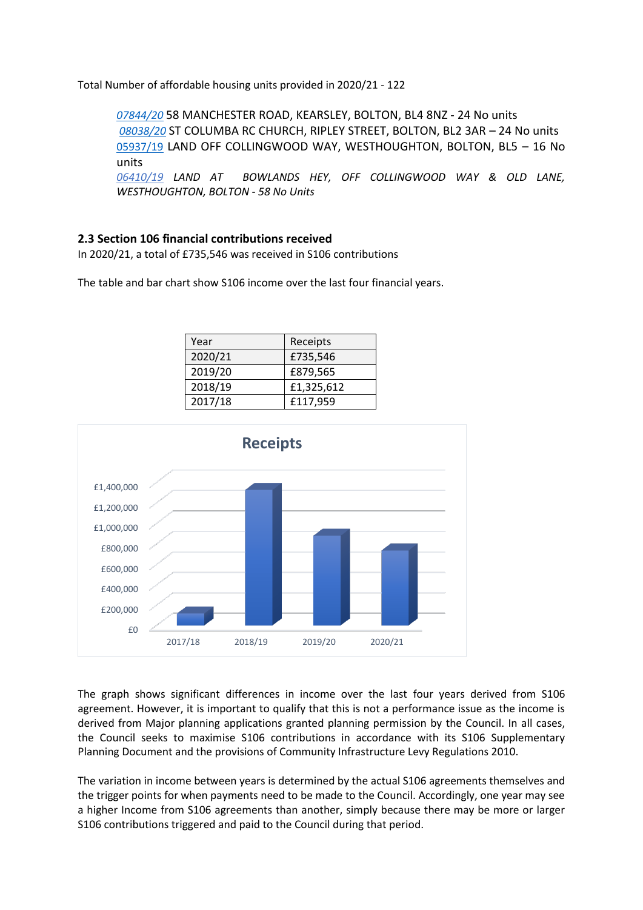Total Number of affordable housing units provided in 2020/21 - 122

- *07844/20* 58 MANCHESTER ROAD, KEARSLEY, BOLTON, BL4 8NZ - 24 No units
- *08038/20* ST COLUMBA RC CHURCH, RIPLEY STREET, BOLTON, BL2 3AR – 24 No units
- 05937/19 LAND OFF COLLINGWOOD WAY, WESTHOUGHTON, BOLTON, BL5 – 16 No units
- *06410/19 LAND AT BOWLANDS HEY, OFF COLLINGWOOD WAY & OLD LANE, WESTHOUGHTON, BOLTON - 58 No Units*

### 2.3 Section 106 financial contributions received

In 2020/21, a total of £735,546 was received in S106 contributions

The table and bar chart show S106 income over the last four financial years.

| Year | Receipts |
|---|---|
| 2020/21 | £735,546 |
| 2019/20 | £879,565 |
| 2018/19 | £1,325,612 |
| 2017/18 | £117,959 |

**Receipts**

| Year | Receipts |
|---|---|
| 2017/18 | £117,959 |
| 2018/19 | £1,325,612 |
| 2019/20 | £879,565 |
| 2020/21 | £735,546 |

The graph shows significant differences in income over the last four years derived from S106 agreement. However, it is important to qualify that this is not a performance issue as the income is derived from Major planning applications granted planning permission by the Council. In all cases, the Council seeks to maximise S106 contributions in accordance with its S106 Supplementary Planning Document and the provisions of Community Infrastructure Levy Regulations 2010.

The variation in income between years is determined by the actual S106 agreements themselves and the trigger points for when payments need to be made to the Council. Accordingly, one year may see a higher Income from S106 agreements than another, simply because there may be more or larger S106 contributions triggered and paid to the Council during that period.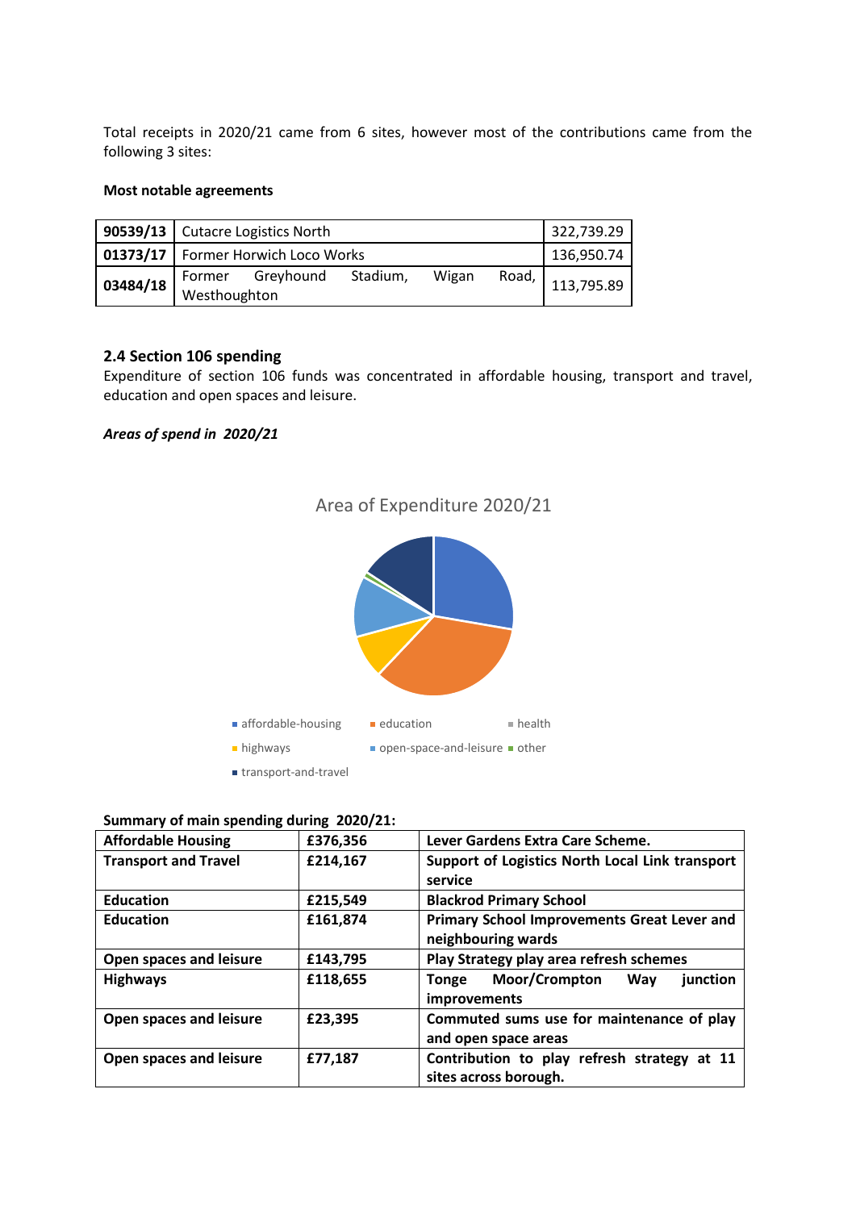Total receipts in 2020/21 came from 6 sites, however most of the contributions came from the following 3 sites:

**Most notable agreements**

| | | |
|---|---|---|
| **90539/13** | Cutacre Logistics North | 322,739.29 |
| **01373/17** | Former Horwich Loco Works | 136,950.74 |
| **03484/18** | Former Greyhound Stadium, Wigan Road, Westhoughton | 113,795.89 |

### 2.4 Section 106 spending

Expenditure of section 106 funds was concentrated in affordable housing, transport and travel, education and open spaces and leisure.

***Areas of spend in 2020/21***

Area of Expenditure 2020/21

- affordable-housing
- education
- health
- highways
- open-space-and-leisure
- other
- transport-and-travel

**Summary of main spending during 2020/21:**

| | | |
|---|---|---|
| **Affordable Housing** | **£376,356** | **Lever Gardens Extra Care Scheme.** |
| **Transport and Travel** | **£214,167** | **Support of Logistics North Local Link transport service** |
| **Education** | **£215,549** | **Blackrod Primary School** |
| **Education** | **£161,874** | **Primary School Improvements Great Lever and neighbouring wards** |
| **Open spaces and leisure** | **£143,795** | **Play Strategy play area refresh schemes** |
| **Highways** | **£118,655** | **Tonge Moor/Crompton Way junction improvements** |
| **Open spaces and leisure** | **£23,395** | **Commuted sums use for maintenance of play and open space areas** |
| **Open spaces and leisure** | **£77,187** | **Contribution to play refresh strategy at 11 sites across borough.** |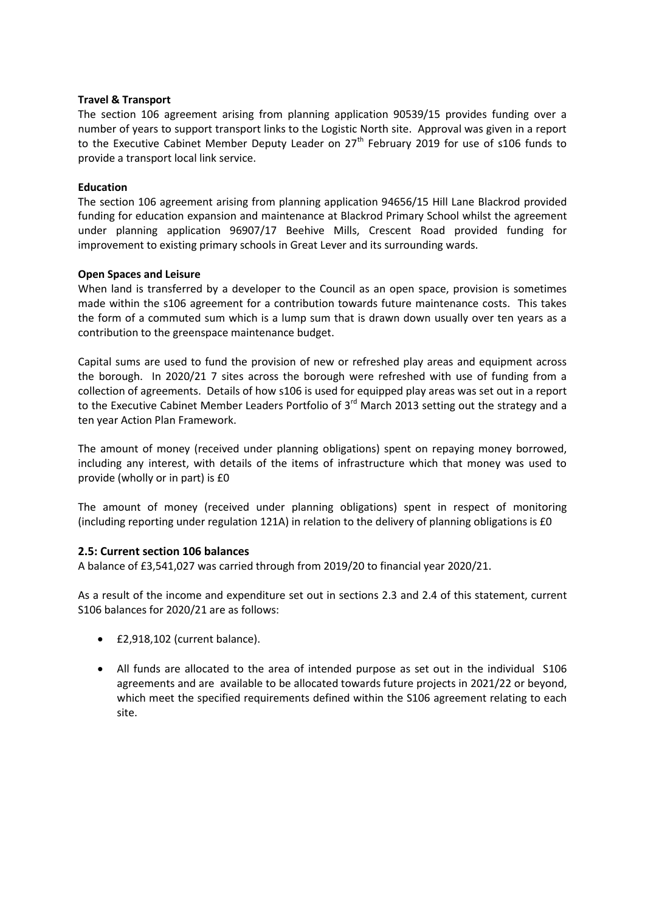**Travel & Transport**

The section 106 agreement arising from planning application 90539/15 provides funding over a number of years to support transport links to the Logistic North site. Approval was given in a report to the Executive Cabinet Member Deputy Leader on 27th February 2019 for use of s106 funds to provide a transport local link service.

**Education**

The section 106 agreement arising from planning application 94656/15 Hill Lane Blackrod provided funding for education expansion and maintenance at Blackrod Primary School whilst the agreement under planning application 96907/17 Beehive Mills, Crescent Road provided funding for improvement to existing primary schools in Great Lever and its surrounding wards.

**Open Spaces and Leisure**

When land is transferred by a developer to the Council as an open space, provision is sometimes made within the s106 agreement for a contribution towards future maintenance costs. This takes the form of a commuted sum which is a lump sum that is drawn down usually over ten years as a contribution to the greenspace maintenance budget.

Capital sums are used to fund the provision of new or refreshed play areas and equipment across the borough. In 2020/21 7 sites across the borough were refreshed with use of funding from a collection of agreements. Details of how s106 is used for equipped play areas was set out in a report to the Executive Cabinet Member Leaders Portfolio of 3rd March 2013 setting out the strategy and a ten year Action Plan Framework.

The amount of money (received under planning obligations) spent on repaying money borrowed, including any interest, with details of the items of infrastructure which that money was used to provide (wholly or in part) is £0

The amount of money (received under planning obligations) spent in respect of monitoring (including reporting under regulation 121A) in relation to the delivery of planning obligations is £0

### 2.5: Current section 106 balances

A balance of £3,541,027 was carried through from 2019/20 to financial year 2020/21.

As a result of the income and expenditure set out in sections 2.3 and 2.4 of this statement, current S106 balances for 2020/21 are as follows:

- £2,918,102 (current balance).
- All funds are allocated to the area of intended purpose as set out in the individual S106 agreements and are available to be allocated towards future projects in 2021/22 or beyond, which meet the specified requirements defined within the S106 agreement relating to each site.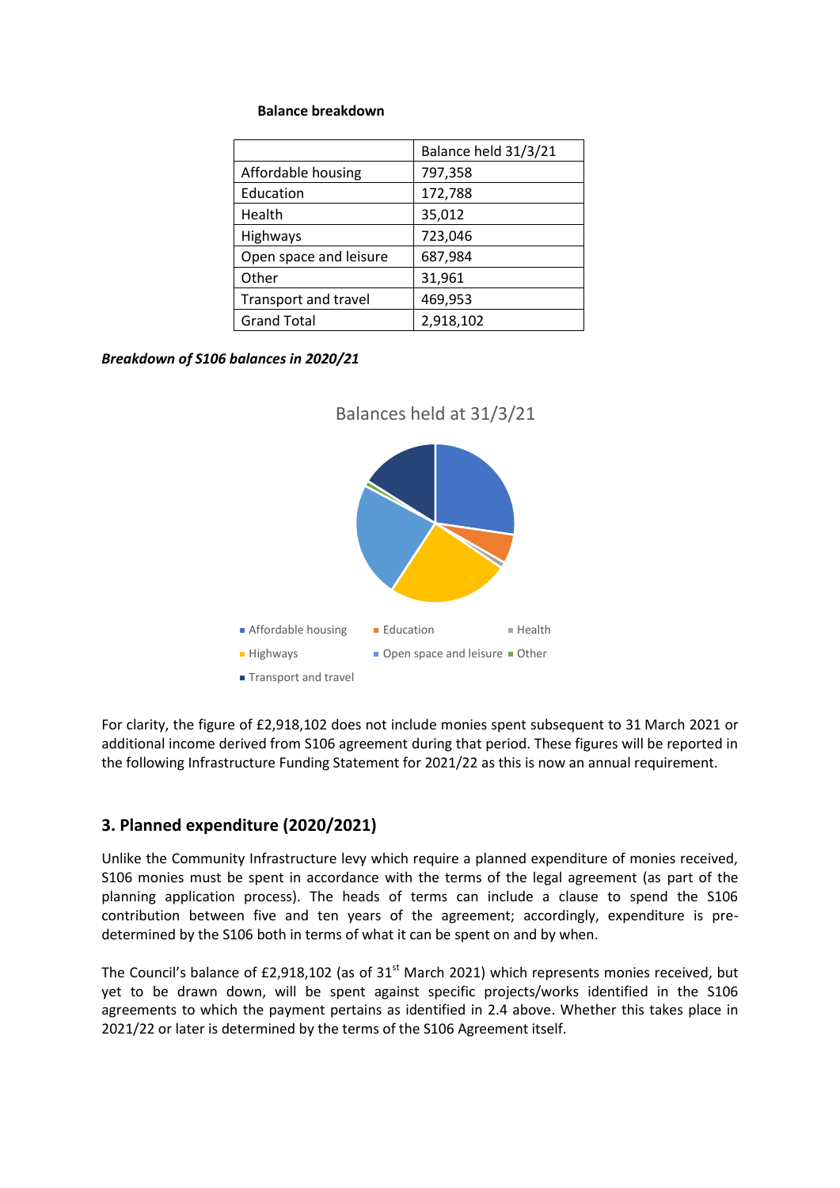**Balance breakdown**

| | Balance held 31/3/21 |
|---|---|
| Affordable housing | 797,358 |
| Education | 172,788 |
| Health | 35,012 |
| Highways | 723,046 |
| Open space and leisure | 687,984 |
| Other | 31,961 |
| Transport and travel | 469,953 |
| Grand Total | 2,918,102 |

***Breakdown of S106 balances in 2020/21***

For clarity, the figure of £2,918,102 does not include monies spent subsequent to 31 March 2021 or additional income derived from S106 agreement during that period. These figures will be reported in the following Infrastructure Funding Statement for 2021/22 as this is now an annual requirement.

## 3. Planned expenditure (2020/2021)

Unlike the Community Infrastructure levy which require a planned expenditure of monies received, S106 monies must be spent in accordance with the terms of the legal agreement (as part of the planning application process). The heads of terms can include a clause to spend the S106 contribution between five and ten years of the agreement; accordingly, expenditure is pre-determined by the S106 both in terms of what it can be spent on and by when.

The Council's balance of £2,918,102 (as of 31st March 2021) which represents monies received, but yet to be drawn down, will be spent against specific projects/works identified in the S106 agreements to which the payment pertains as identified in 2.4 above. Whether this takes place in 2021/22 or later is determined by the terms of the S106 Agreement itself.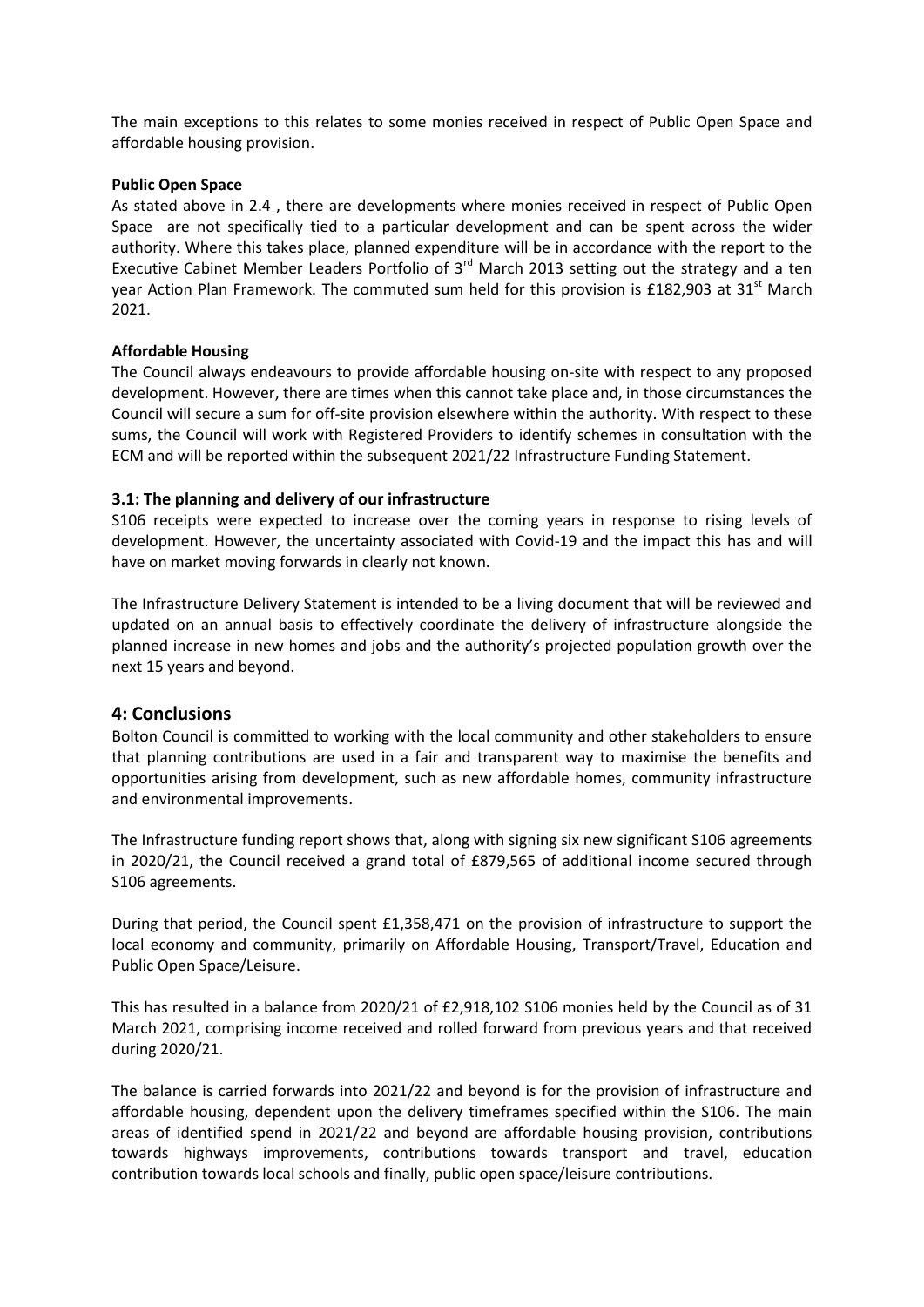The main exceptions to this relates to some monies received in respect of Public Open Space and affordable housing provision.

**Public Open Space**

As stated above in 2.4 , there are developments where monies received in respect of Public Open Space are not specifically tied to a particular development and can be spent across the wider authority. Where this takes place, planned expenditure will be in accordance with the report to the Executive Cabinet Member Leaders Portfolio of 3rd March 2013 setting out the strategy and a ten year Action Plan Framework. The commuted sum held for this provision is £182,903 at 31st March 2021.

**Affordable Housing**

The Council always endeavours to provide affordable housing on-site with respect to any proposed development. However, there are times when this cannot take place and, in those circumstances the Council will secure a sum for off-site provision elsewhere within the authority. With respect to these sums, the Council will work with Registered Providers to identify schemes in consultation with the ECM and will be reported within the subsequent 2021/22 Infrastructure Funding Statement.

### 3.1: The planning and delivery of our infrastructure

S106 receipts were expected to increase over the coming years in response to rising levels of development. However, the uncertainty associated with Covid-19 and the impact this has and will have on market moving forwards in clearly not known.

The Infrastructure Delivery Statement is intended to be a living document that will be reviewed and updated on an annual basis to effectively coordinate the delivery of infrastructure alongside the planned increase in new homes and jobs and the authority's projected population growth over the next 15 years and beyond.

## 4: Conclusions

Bolton Council is committed to working with the local community and other stakeholders to ensure that planning contributions are used in a fair and transparent way to maximise the benefits and opportunities arising from development, such as new affordable homes, community infrastructure and environmental improvements.

The Infrastructure funding report shows that, along with signing six new significant S106 agreements in 2020/21, the Council received a grand total of £879,565 of additional income secured through S106 agreements.

During that period, the Council spent £1,358,471 on the provision of infrastructure to support the local economy and community, primarily on Affordable Housing, Transport/Travel, Education and Public Open Space/Leisure.

This has resulted in a balance from 2020/21 of £2,918,102 S106 monies held by the Council as of 31 March 2021, comprising income received and rolled forward from previous years and that received during 2020/21.

The balance is carried forwards into 2021/22 and beyond is for the provision of infrastructure and affordable housing, dependent upon the delivery timeframes specified within the S106. The main areas of identified spend in 2021/22 and beyond are affordable housing provision, contributions towards highways improvements, contributions towards transport and travel, education contribution towards local schools and finally, public open space/leisure contributions.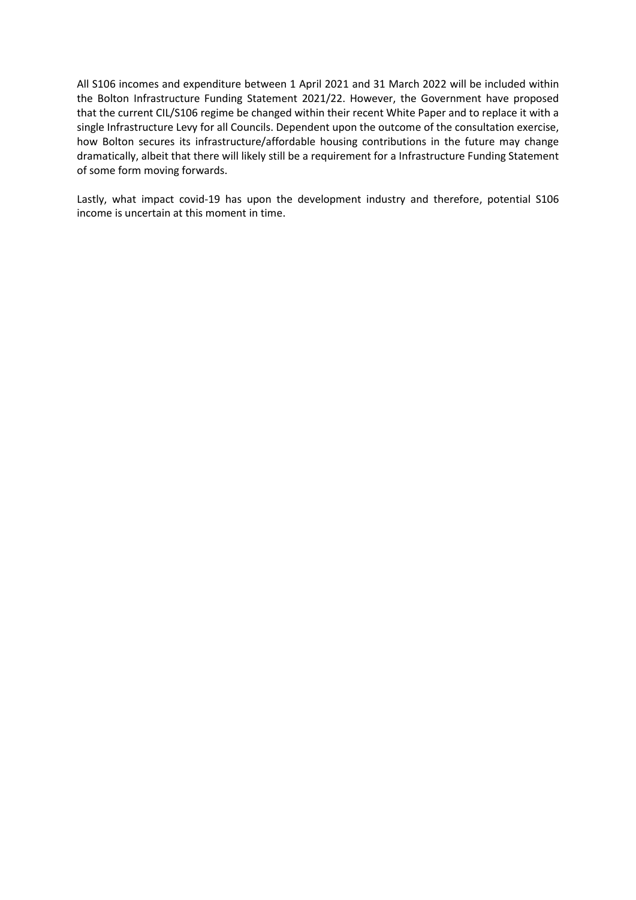All S106 incomes and expenditure between 1 April 2021 and 31 March 2022 will be included within the Bolton Infrastructure Funding Statement 2021/22. However, the Government have proposed that the current CIL/S106 regime be changed within their recent White Paper and to replace it with a single Infrastructure Levy for all Councils. Dependent upon the outcome of the consultation exercise, how Bolton secures its infrastructure/affordable housing contributions in the future may change dramatically, albeit that there will likely still be a requirement for a Infrastructure Funding Statement of some form moving forwards.

Lastly, what impact covid-19 has upon the development industry and therefore, potential S106 income is uncertain at this moment in time.